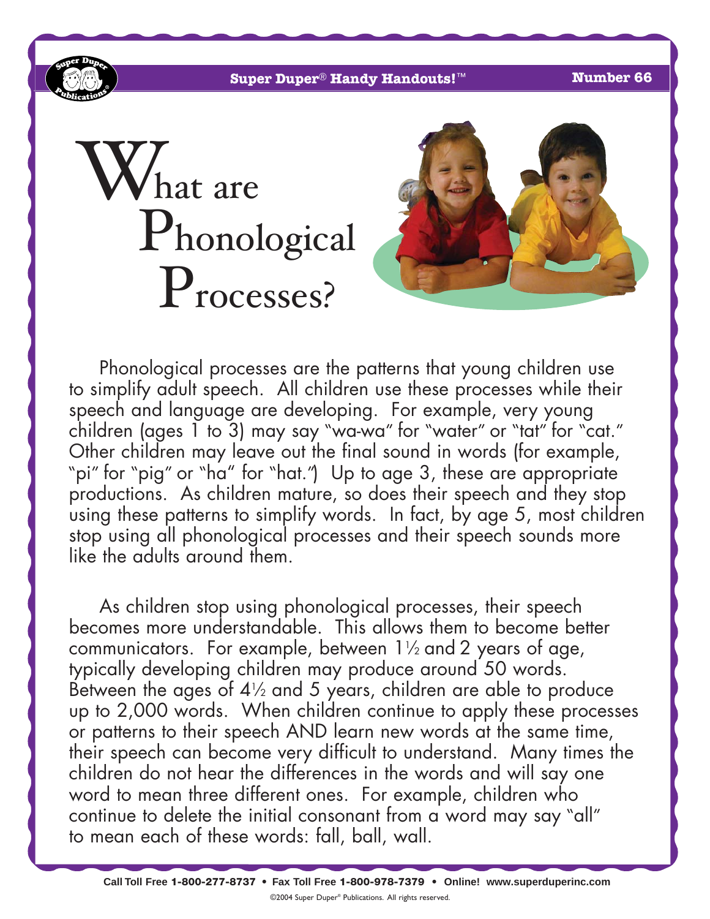# What are Phonological Processes?

Phonological processes are the patterns that young children use to simplify adult speech. All children use these processes while their speech and language are developing. For example, very young children (ages 1 to 3) may say "wa-wa" for "water" or "tat" for "cat." Other children may leave out the final sound in words (for example, "pi" for "pig" or "ha" for "hat.") Up to age 3, these are appropriate productions. As children mature, so does their speech and they stop using these patterns to simplify words. In fact, by age 5, most children stop using all phonological processes and their speech sounds more like the adults around them.

As children stop using phonological processes, their speech becomes more understandable. This allows them to become better communicators. For example, between 1½ and 2 years of age, typically developing children may produce around 50 words. Between the ages of 4½ and 5 years, children are able to produce up to 2,000 words. When children continue to apply these processes or patterns to their speech AND learn new words at the same time, their speech can become very difficult to understand. Many times the children do not hear the differences in the words and will say one word to mean three different ones. For example, children who continue to delete the initial consonant from a word may say "all" to mean each of these words: fall, ball, wall.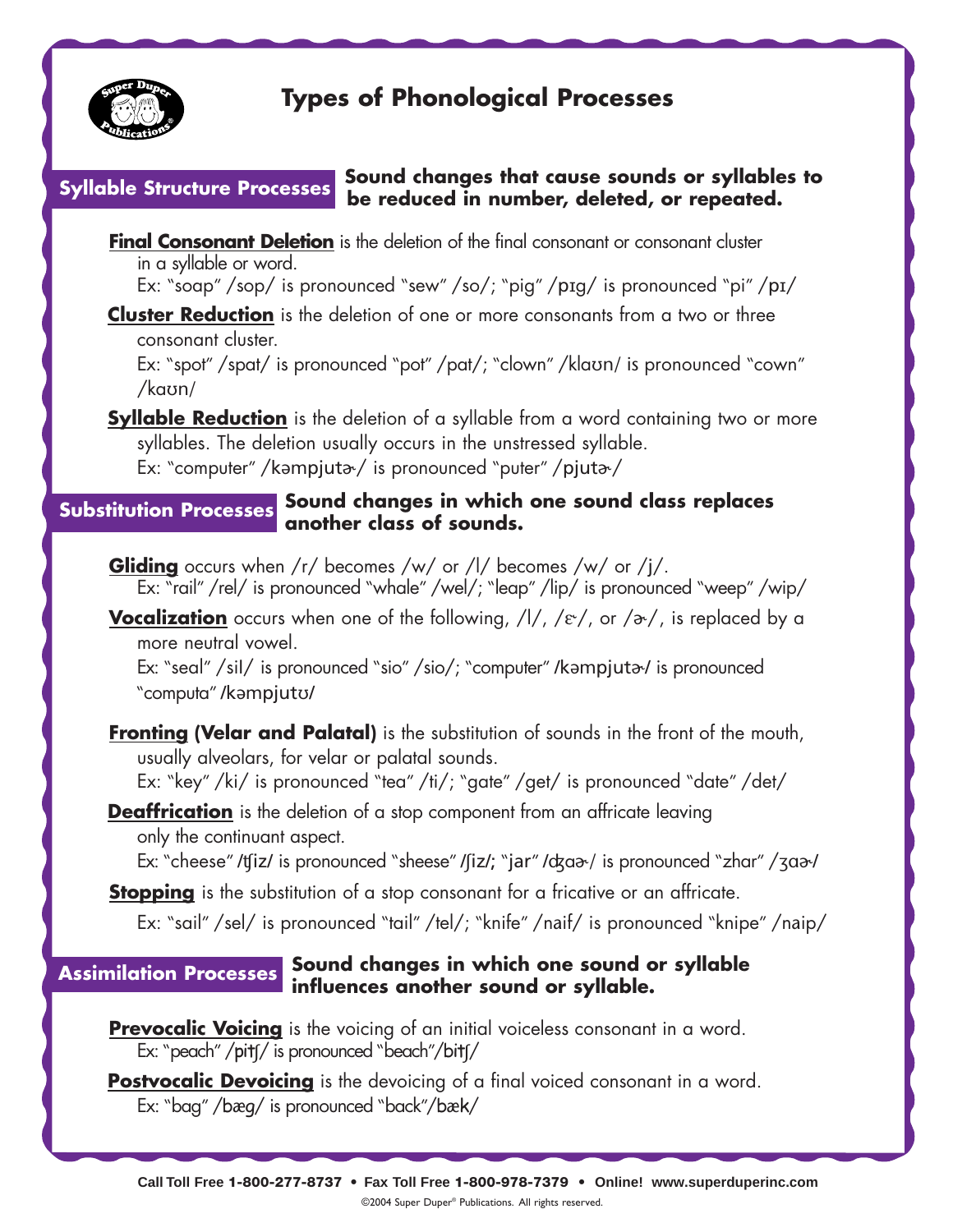# Types of Phonological Processes

## Syllable Structure Processes

**Sound changes that cause sounds or syllables to be reduced in number, deleted, or repeated.**

**Final Consonant Deletion** is the deletion of the final consonant or consonant cluster in a syllable or word.
Ex: "soap" /sop/ is pronounced "sew" /so/; "pig" /pɪg/ is pronounced "pi" /pɪ/

**Cluster Reduction** is the deletion of one or more consonants from a two or three consonant cluster.
Ex: "spot" /spat/ is pronounced "pot" /pat/; "clown" /klaʊn/ is pronounced "cown" /kaʊn/

**Syllable Reduction** is the deletion of a syllable from a word containing two or more syllables. The deletion usually occurs in the unstressed syllable.
Ex: "computer" /kəmpjutɚ/ is pronounced "puter" /pjutɚ/

## Substitution Processes

**Sound changes in which one sound class replaces another class of sounds.**

**Gliding** occurs when /r/ becomes /w/ or /l/ becomes /w/ or /j/.
Ex: "rail" /rel/ is pronounced "whale" /wel/; "leap" /lip/ is pronounced "weep" /wip/

**Vocalization** occurs when one of the following, /l/, /ɛ/, or /ɚ/, is replaced by a more neutral vowel.
Ex: "seal" /sil/ is pronounced "sio" /sio/; "computer" /kəmpjutɚ/ is pronounced "computa" /kəmpjutʊ/

**Fronting (Velar and Palatal)** is the substitution of sounds in the front of the mouth, usually alveolars, for velar or palatal sounds.
Ex: "key" /ki/ is pronounced "tea" /ti/; "gate" /get/ is pronounced "date" /det/

**Deaffrication** is the deletion of a stop component from an affricate leaving only the continuant aspect.
Ex: "cheese" /ʧiz/ is pronounced "sheese" /ʃiz/; "jar" /ʤaɚ/ is pronounced "zhar" /ʒaɚ/

**Stopping** is the substitution of a stop consonant for a fricative or an affricate.
Ex: "sail" /sel/ is pronounced "tail" /tel/; "knife" /naif/ is pronounced "knipe" /naip/

## Assimilation Processes

**Sound changes in which one sound or syllable influences another sound or syllable.**

**Prevocalic Voicing** is the voicing of an initial voiceless consonant in a word.
Ex: "peach" /piʧ/ is pronounced "beach" /biʧ/

**Postvocalic Devoicing** is the devoicing of a final voiced consonant in a word.
Ex: "bag" /bæg/ is pronounced "back" /bæk/

Call Toll Free 1-800-277-8737 • Fax Toll Free 1-800-978-7379 • Online! www.superduperinc.com

©2004 Super Duper® Publications. All rights reserved.